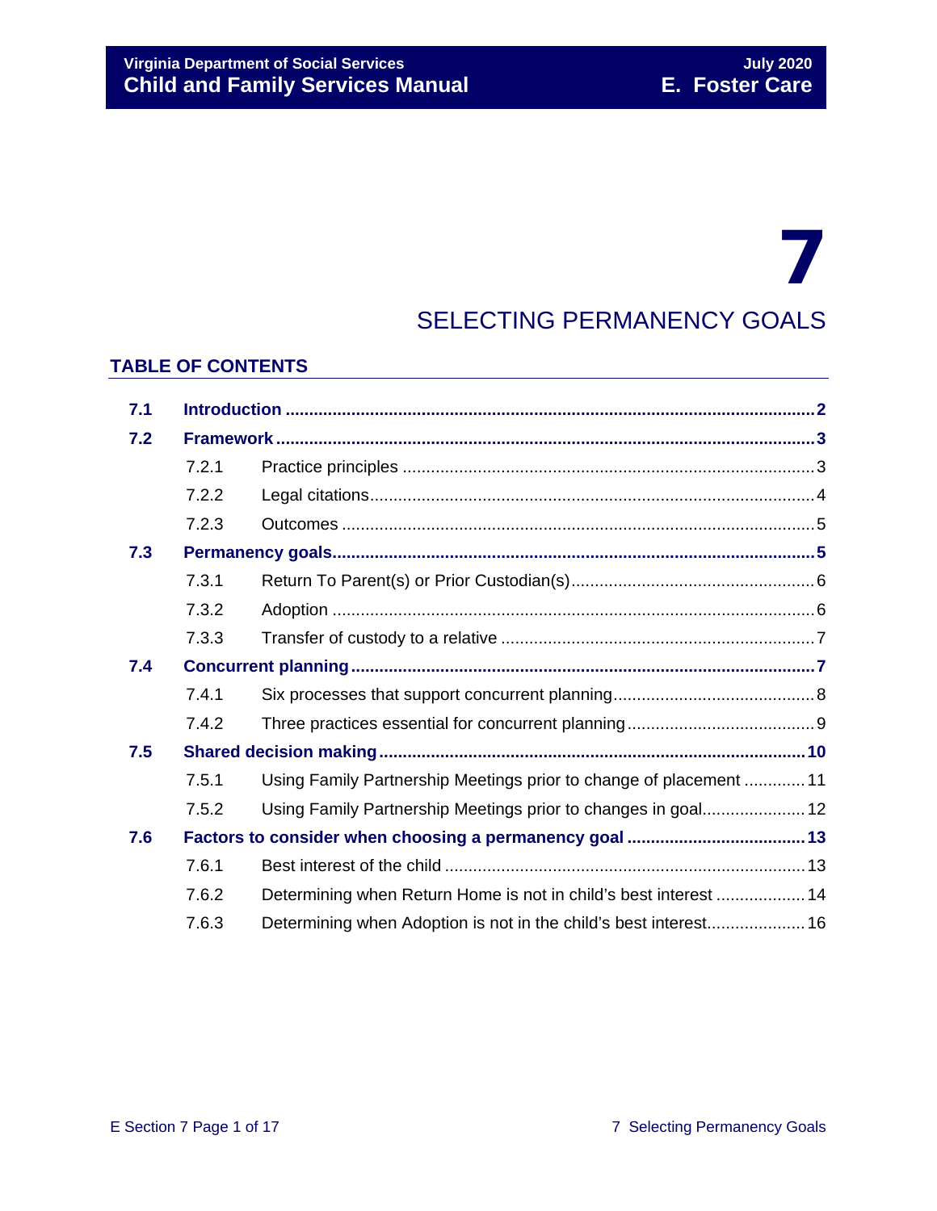# 7

# SELECTING PERMANENCY GOALS

## TABLE OF CONTENTS

| | | |
|---|---|---|
| **7.1** | **Introduction** | **2** |
| **7.2** | **Framework** | **3** |
| 7.2.1 | Practice principles | 3 |
| 7.2.2 | Legal citations | 4 |
| 7.2.3 | Outcomes | 5 |
| **7.3** | **Permanency goals** | **5** |
| 7.3.1 | Return To Parent(s) or Prior Custodian(s) | 6 |
| 7.3.2 | Adoption | 6 |
| 7.3.3 | Transfer of custody to a relative | 7 |
| **7.4** | **Concurrent planning** | **7** |
| 7.4.1 | Six processes that support concurrent planning | 8 |
| 7.4.2 | Three practices essential for concurrent planning | 9 |
| **7.5** | **Shared decision making** | **10** |
| 7.5.1 | Using Family Partnership Meetings prior to change of placement | 11 |
| 7.5.2 | Using Family Partnership Meetings prior to changes in goal | 12 |
| **7.6** | **Factors to consider when choosing a permanency goal** | **13** |
| 7.6.1 | Best interest of the child | 13 |
| 7.6.2 | Determining when Return Home is not in child's best interest | 14 |
| 7.6.3 | Determining when Adoption is not in the child's best interest | 16 |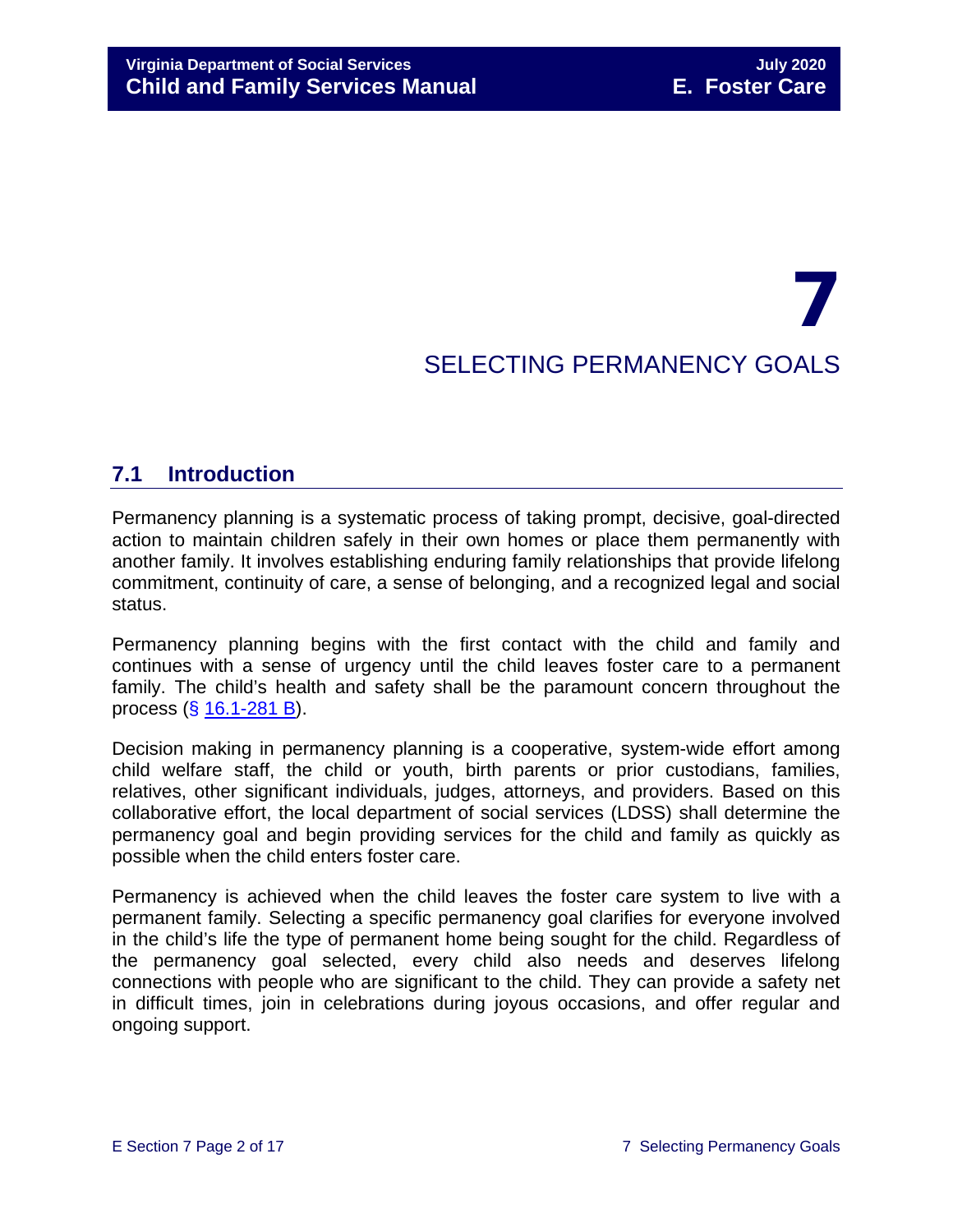# 7 SELECTING PERMANENCY GOALS

## 7.1 Introduction

Permanency planning is a systematic process of taking prompt, decisive, goal-directed action to maintain children safely in their own homes or place them permanently with another family. It involves establishing enduring family relationships that provide lifelong commitment, continuity of care, a sense of belonging, and a recognized legal and social status.

Permanency planning begins with the first contact with the child and family and continues with a sense of urgency until the child leaves foster care to a permanent family. The child's health and safety shall be the paramount concern throughout the process (§ 16.1-281 B).

Decision making in permanency planning is a cooperative, system-wide effort among child welfare staff, the child or youth, birth parents or prior custodians, families, relatives, other significant individuals, judges, attorneys, and providers. Based on this collaborative effort, the local department of social services (LDSS) shall determine the permanency goal and begin providing services for the child and family as quickly as possible when the child enters foster care.

Permanency is achieved when the child leaves the foster care system to live with a permanent family. Selecting a specific permanency goal clarifies for everyone involved in the child's life the type of permanent home being sought for the child. Regardless of the permanency goal selected, every child also needs and deserves lifelong connections with people who are significant to the child. They can provide a safety net in difficult times, join in celebrations during joyous occasions, and offer regular and ongoing support.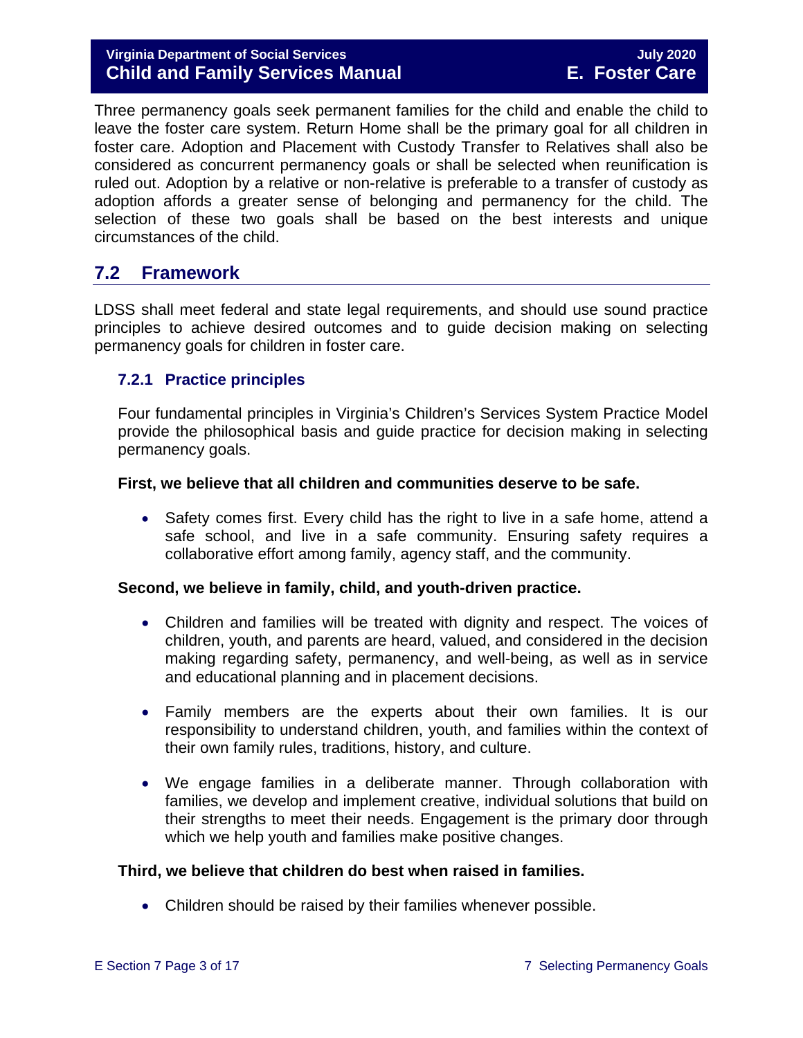Three permanency goals seek permanent families for the child and enable the child to leave the foster care system. Return Home shall be the primary goal for all children in foster care. Adoption and Placement with Custody Transfer to Relatives shall also be considered as concurrent permanency goals or shall be selected when reunification is ruled out. Adoption by a relative or non-relative is preferable to a transfer of custody as adoption affords a greater sense of belonging and permanency for the child. The selection of these two goals shall be based on the best interests and unique circumstances of the child.

## 7.2 Framework

LDSS shall meet federal and state legal requirements, and should use sound practice principles to achieve desired outcomes and to guide decision making on selecting permanency goals for children in foster care.

### 7.2.1 Practice principles

Four fundamental principles in Virginia's Children's Services System Practice Model provide the philosophical basis and guide practice for decision making in selecting permanency goals.

**First, we believe that all children and communities deserve to be safe.**

- Safety comes first. Every child has the right to live in a safe home, attend a safe school, and live in a safe community. Ensuring safety requires a collaborative effort among family, agency staff, and the community.

**Second, we believe in family, child, and youth-driven practice.**

- Children and families will be treated with dignity and respect. The voices of children, youth, and parents are heard, valued, and considered in the decision making regarding safety, permanency, and well-being, as well as in service and educational planning and in placement decisions.

- Family members are the experts about their own families. It is our responsibility to understand children, youth, and families within the context of their own family rules, traditions, history, and culture.

- We engage families in a deliberate manner. Through collaboration with families, we develop and implement creative, individual solutions that build on their strengths to meet their needs. Engagement is the primary door through which we help youth and families make positive changes.

**Third, we believe that children do best when raised in families.**

- Children should be raised by their families whenever possible.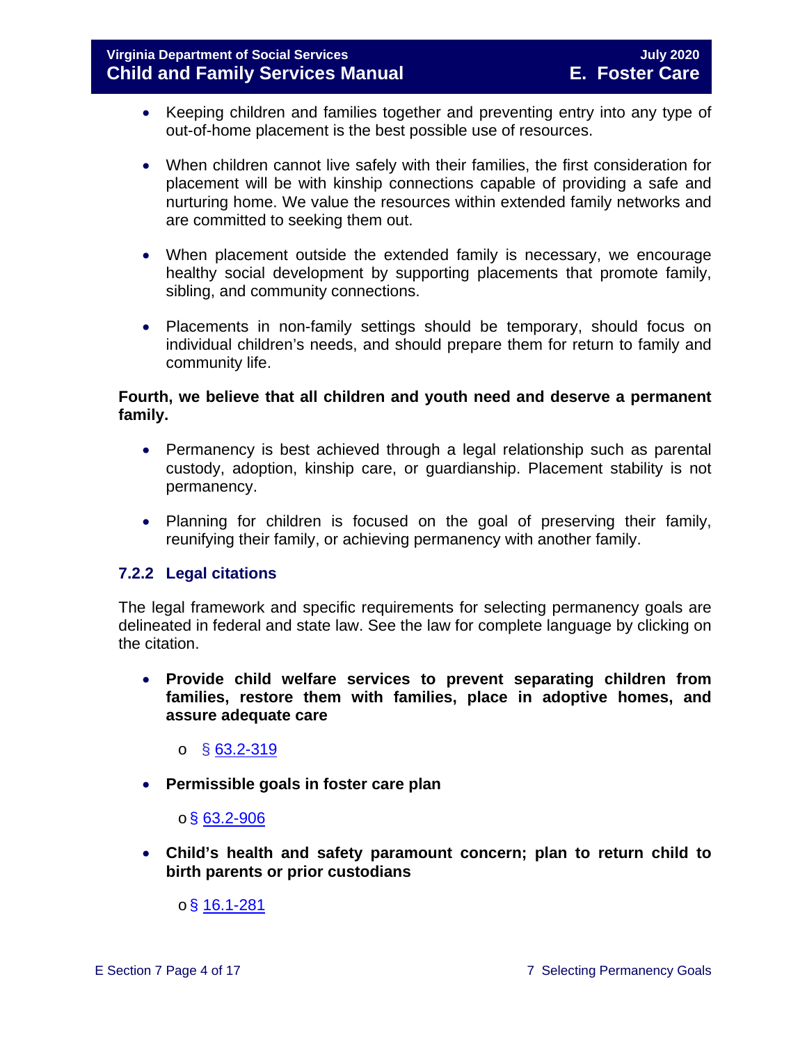- Keeping children and families together and preventing entry into any type of out-of-home placement is the best possible use of resources.

- When children cannot live safely with their families, the first consideration for placement will be with kinship connections capable of providing a safe and nurturing home. We value the resources within extended family networks and are committed to seeking them out.

- When placement outside the extended family is necessary, we encourage healthy social development by supporting placements that promote family, sibling, and community connections.

- Placements in non-family settings should be temporary, should focus on individual children's needs, and should prepare them for return to family and community life.

**Fourth, we believe that all children and youth need and deserve a permanent family.**

- Permanency is best achieved through a legal relationship such as parental custody, adoption, kinship care, or guardianship. Placement stability is not permanency.

- Planning for children is focused on the goal of preserving their family, reunifying their family, or achieving permanency with another family.

### 7.2.2 Legal citations

The legal framework and specific requirements for selecting permanency goals are delineated in federal and state law. See the law for complete language by clicking on the citation.

- **Provide child welfare services to prevent separating children from families, restore them with families, place in adoptive homes, and assure adequate care**
  - § 63.2-319

- **Permissible goals in foster care plan**
  - § 63.2-906

- **Child's health and safety paramount concern; plan to return child to birth parents or prior custodians**
  - § 16.1-281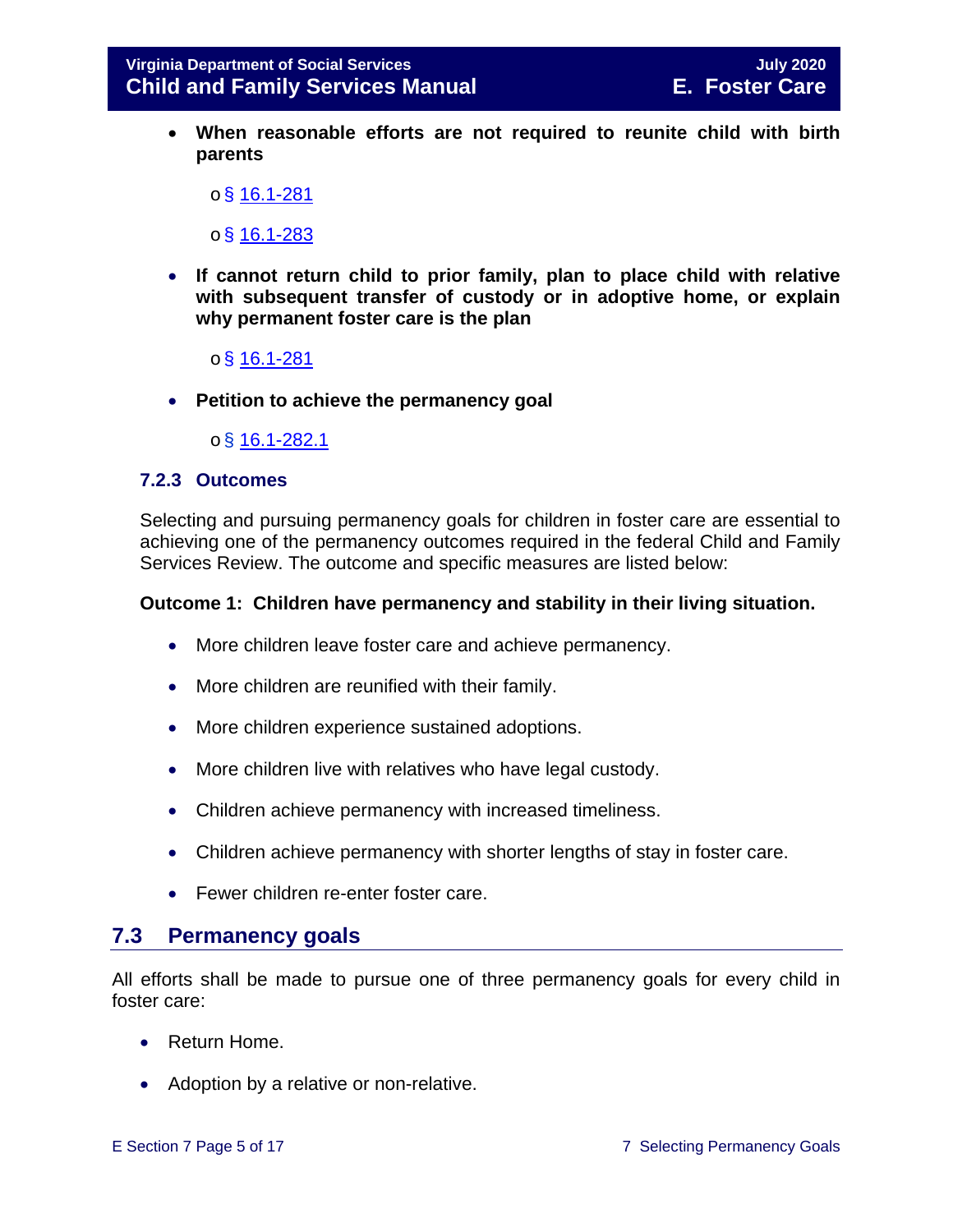- **When reasonable efforts are not required to reunite child with birth parents**
  - § 16.1-281
  - § 16.1-283
- **If cannot return child to prior family, plan to place child with relative with subsequent transfer of custody or in adoptive home, or explain why permanent foster care is the plan**
  - § 16.1-281
- **Petition to achieve the permanency goal**
  - § 16.1-282.1

### 7.2.3 Outcomes

Selecting and pursuing permanency goals for children in foster care are essential to achieving one of the permanency outcomes required in the federal Child and Family Services Review. The outcome and specific measures are listed below:

**Outcome 1: Children have permanency and stability in their living situation.**

- More children leave foster care and achieve permanency.
- More children are reunified with their family.
- More children experience sustained adoptions.
- More children live with relatives who have legal custody.
- Children achieve permanency with increased timeliness.
- Children achieve permanency with shorter lengths of stay in foster care.
- Fewer children re-enter foster care.

## 7.3 Permanency goals

All efforts shall be made to pursue one of three permanency goals for every child in foster care:

- Return Home.
- Adoption by a relative or non-relative.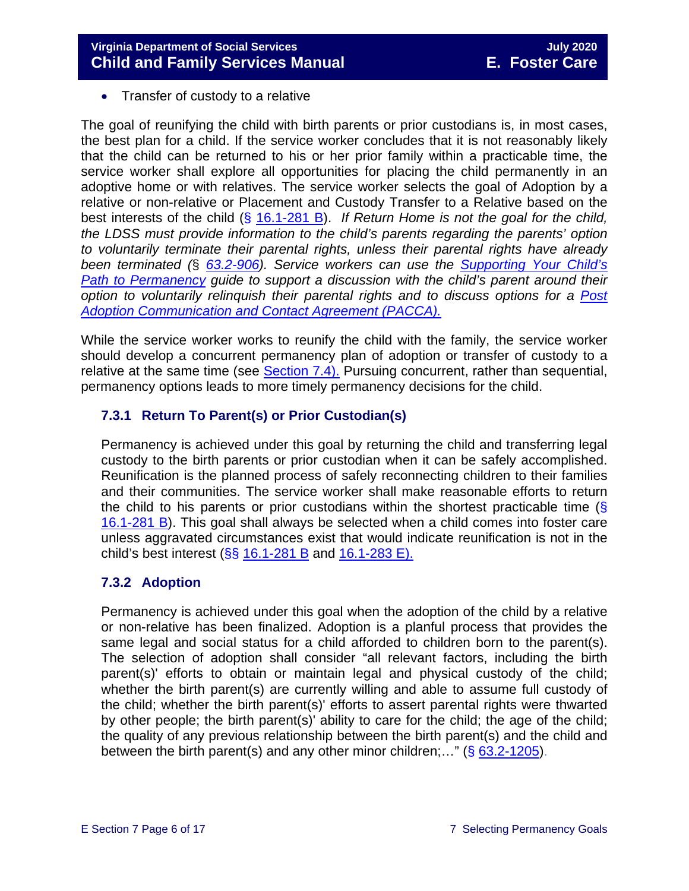- Transfer of custody to a relative

The goal of reunifying the child with birth parents or prior custodians is, in most cases, the best plan for a child. If the service worker concludes that it is not reasonably likely that the child can be returned to his or her prior family within a practicable time, the service worker shall explore all opportunities for placing the child permanently in an adoptive home or with relatives. The service worker selects the goal of Adoption by a relative or non-relative or Placement and Custody Transfer to a Relative based on the best interests of the child (§ 16.1-281 B). *If Return Home is not the goal for the child, the LDSS must provide information to the child's parents regarding the parents' option to voluntarily terminate their parental rights, unless their parental rights have already been terminated (*§ *63.2-906). Service workers can use the Supporting Your Child's Path to Permanency guide to support a discussion with the child's parent around their option to voluntarily relinquish their parental rights and to discuss options for a Post Adoption Communication and Contact Agreement (PACCA).*

While the service worker works to reunify the child with the family, the service worker should develop a concurrent permanency plan of adoption or transfer of custody to a relative at the same time (see Section 7.4). Pursuing concurrent, rather than sequential, permanency options leads to more timely permanency decisions for the child.

### 7.3.1 Return To Parent(s) or Prior Custodian(s)

Permanency is achieved under this goal by returning the child and transferring legal custody to the birth parents or prior custodian when it can be safely accomplished. Reunification is the planned process of safely reconnecting children to their families and their communities. The service worker shall make reasonable efforts to return the child to his parents or prior custodians within the shortest practicable time (§ 16.1-281 B). This goal shall always be selected when a child comes into foster care unless aggravated circumstances exist that would indicate reunification is not in the child's best interest (§§ 16.1-281 B and 16.1-283 E).

### 7.3.2 Adoption

Permanency is achieved under this goal when the adoption of the child by a relative or non-relative has been finalized. Adoption is a planful process that provides the same legal and social status for a child afforded to children born to the parent(s). The selection of adoption shall consider "all relevant factors, including the birth parent(s)' efforts to obtain or maintain legal and physical custody of the child; whether the birth parent(s) are currently willing and able to assume full custody of the child; whether the birth parent(s)' efforts to assert parental rights were thwarted by other people; the birth parent(s)' ability to care for the child; the age of the child; the quality of any previous relationship between the birth parent(s) and the child and between the birth parent(s) and any other minor children;…" (§ 63.2-1205).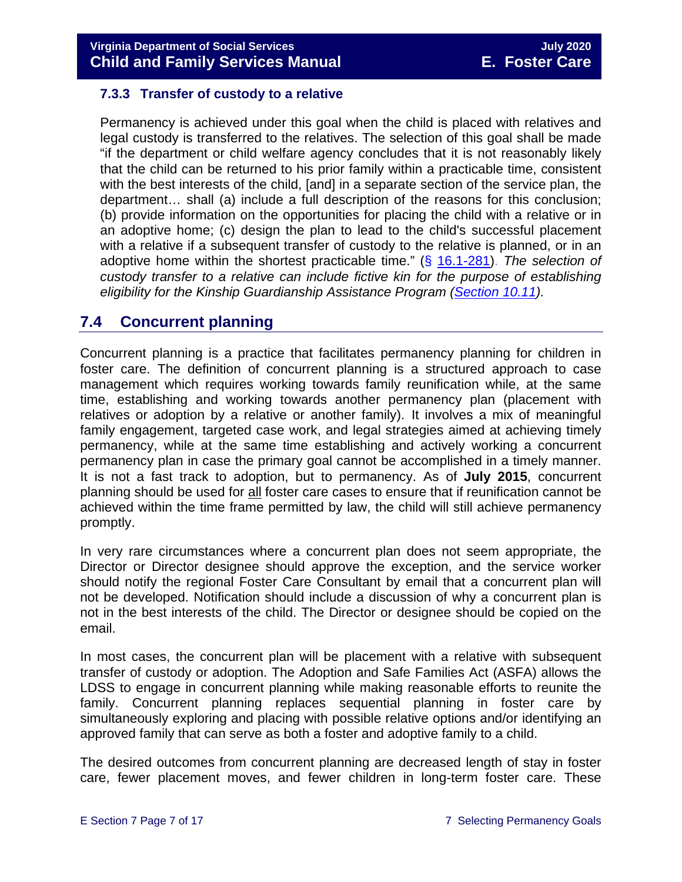### 7.3.3 Transfer of custody to a relative

Permanency is achieved under this goal when the child is placed with relatives and legal custody is transferred to the relatives. The selection of this goal shall be made "if the department or child welfare agency concludes that it is not reasonably likely that the child can be returned to his prior family within a practicable time, consistent with the best interests of the child, [and] in a separate section of the service plan, the department… shall (a) include a full description of the reasons for this conclusion; (b) provide information on the opportunities for placing the child with a relative or in an adoptive home; (c) design the plan to lead to the child's successful placement with a relative if a subsequent transfer of custody to the relative is planned, or in an adoptive home within the shortest practicable time." (§ 16.1-281). *The selection of custody transfer to a relative can include fictive kin for the purpose of establishing eligibility for the Kinship Guardianship Assistance Program (Section 10.11).*

## 7.4 Concurrent planning

Concurrent planning is a practice that facilitates permanency planning for children in foster care. The definition of concurrent planning is a structured approach to case management which requires working towards family reunification while, at the same time, establishing and working towards another permanency plan (placement with relatives or adoption by a relative or another family). It involves a mix of meaningful family engagement, targeted case work, and legal strategies aimed at achieving timely permanency, while at the same time establishing and actively working a concurrent permanency plan in case the primary goal cannot be accomplished in a timely manner. It is not a fast track to adoption, but to permanency. As of **July 2015**, concurrent planning should be used for all foster care cases to ensure that if reunification cannot be achieved within the time frame permitted by law, the child will still achieve permanency promptly.

In very rare circumstances where a concurrent plan does not seem appropriate, the Director or Director designee should approve the exception, and the service worker should notify the regional Foster Care Consultant by email that a concurrent plan will not be developed. Notification should include a discussion of why a concurrent plan is not in the best interests of the child. The Director or designee should be copied on the email.

In most cases, the concurrent plan will be placement with a relative with subsequent transfer of custody or adoption. The Adoption and Safe Families Act (ASFA) allows the LDSS to engage in concurrent planning while making reasonable efforts to reunite the family. Concurrent planning replaces sequential planning in foster care by simultaneously exploring and placing with possible relative options and/or identifying an approved family that can serve as both a foster and adoptive family to a child.

The desired outcomes from concurrent planning are decreased length of stay in foster care, fewer placement moves, and fewer children in long-term foster care. These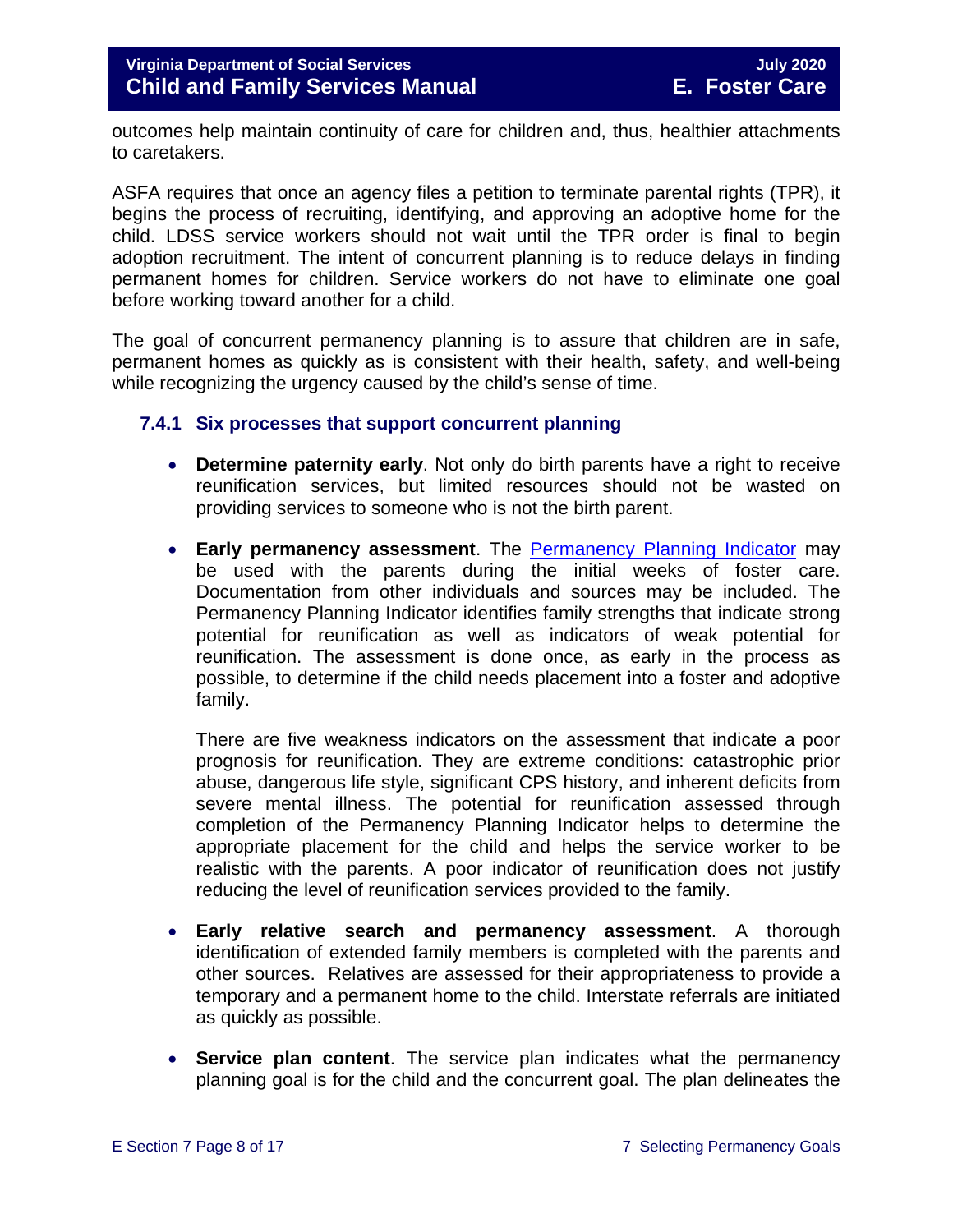outcomes help maintain continuity of care for children and, thus, healthier attachments to caretakers.

ASFA requires that once an agency files a petition to terminate parental rights (TPR), it begins the process of recruiting, identifying, and approving an adoptive home for the child. LDSS service workers should not wait until the TPR order is final to begin adoption recruitment. The intent of concurrent planning is to reduce delays in finding permanent homes for children. Service workers do not have to eliminate one goal before working toward another for a child.

The goal of concurrent permanency planning is to assure that children are in safe, permanent homes as quickly as is consistent with their health, safety, and well-being while recognizing the urgency caused by the child's sense of time.

### 7.4.1 Six processes that support concurrent planning

- **Determine paternity early**. Not only do birth parents have a right to receive reunification services, but limited resources should not be wasted on providing services to someone who is not the birth parent.

- **Early permanency assessment**. The [Permanency Planning Indicator]() may be used with the parents during the initial weeks of foster care. Documentation from other individuals and sources may be included. The Permanency Planning Indicator identifies family strengths that indicate strong potential for reunification as well as indicators of weak potential for reunification. The assessment is done once, as early in the process as possible, to determine if the child needs placement into a foster and adoptive family.

  There are five weakness indicators on the assessment that indicate a poor prognosis for reunification. They are extreme conditions: catastrophic prior abuse, dangerous life style, significant CPS history, and inherent deficits from severe mental illness. The potential for reunification assessed through completion of the Permanency Planning Indicator helps to determine the appropriate placement for the child and helps the service worker to be realistic with the parents. A poor indicator of reunification does not justify reducing the level of reunification services provided to the family.

- **Early relative search and permanency assessment**. A thorough identification of extended family members is completed with the parents and other sources. Relatives are assessed for their appropriateness to provide a temporary and a permanent home to the child. Interstate referrals are initiated as quickly as possible.

- **Service plan content**. The service plan indicates what the permanency planning goal is for the child and the concurrent goal. The plan delineates the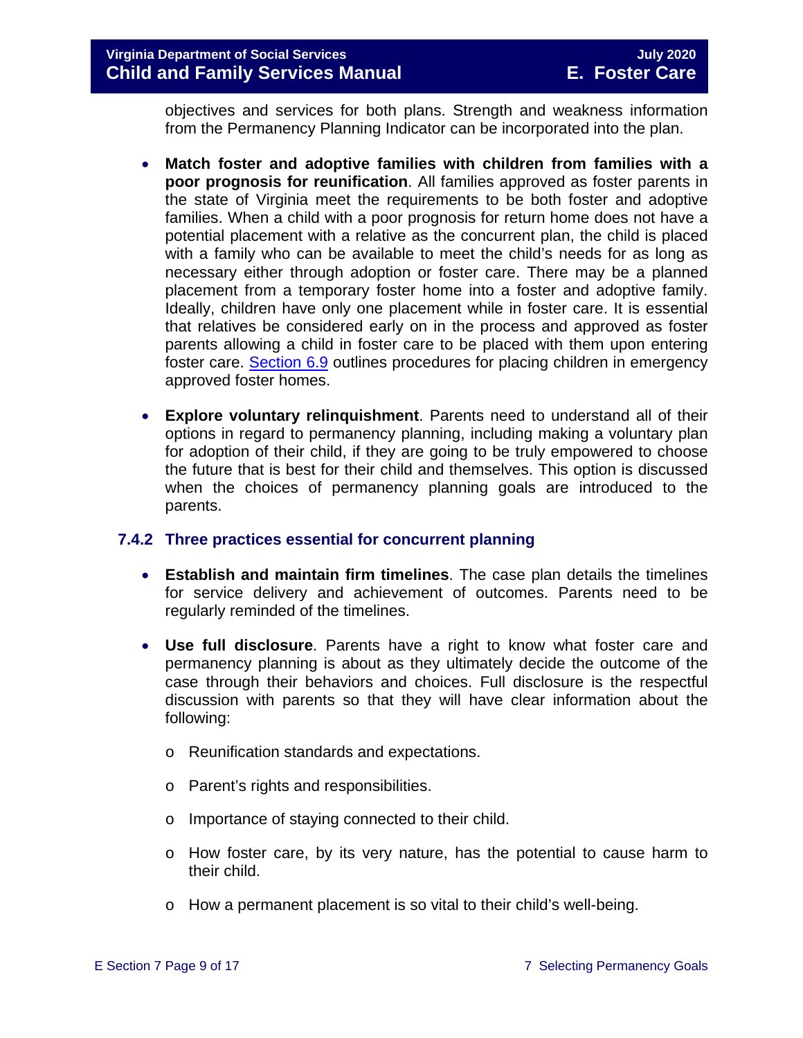objectives and services for both plans. Strength and weakness information from the Permanency Planning Indicator can be incorporated into the plan.

- **Match foster and adoptive families with children from families with a poor prognosis for reunification**. All families approved as foster parents in the state of Virginia meet the requirements to be both foster and adoptive families. When a child with a poor prognosis for return home does not have a potential placement with a relative as the concurrent plan, the child is placed with a family who can be available to meet the child's needs for as long as necessary either through adoption or foster care. There may be a planned placement from a temporary foster home into a foster and adoptive family. Ideally, children have only one placement while in foster care. It is essential that relatives be considered early on in the process and approved as foster parents allowing a child in foster care to be placed with them upon entering foster care. Section 6.9 outlines procedures for placing children in emergency approved foster homes.

- **Explore voluntary relinquishment**. Parents need to understand all of their options in regard to permanency planning, including making a voluntary plan for adoption of their child, if they are going to be truly empowered to choose the future that is best for their child and themselves. This option is discussed when the choices of permanency planning goals are introduced to the parents.

### 7.4.2 Three practices essential for concurrent planning

- **Establish and maintain firm timelines**. The case plan details the timelines for service delivery and achievement of outcomes. Parents need to be regularly reminded of the timelines.

- **Use full disclosure**. Parents have a right to know what foster care and permanency planning is about as they ultimately decide the outcome of the case through their behaviors and choices. Full disclosure is the respectful discussion with parents so that they will have clear information about the following:
  - Reunification standards and expectations.
  - Parent's rights and responsibilities.
  - Importance of staying connected to their child.
  - How foster care, by its very nature, has the potential to cause harm to their child.
  - How a permanent placement is so vital to their child's well-being.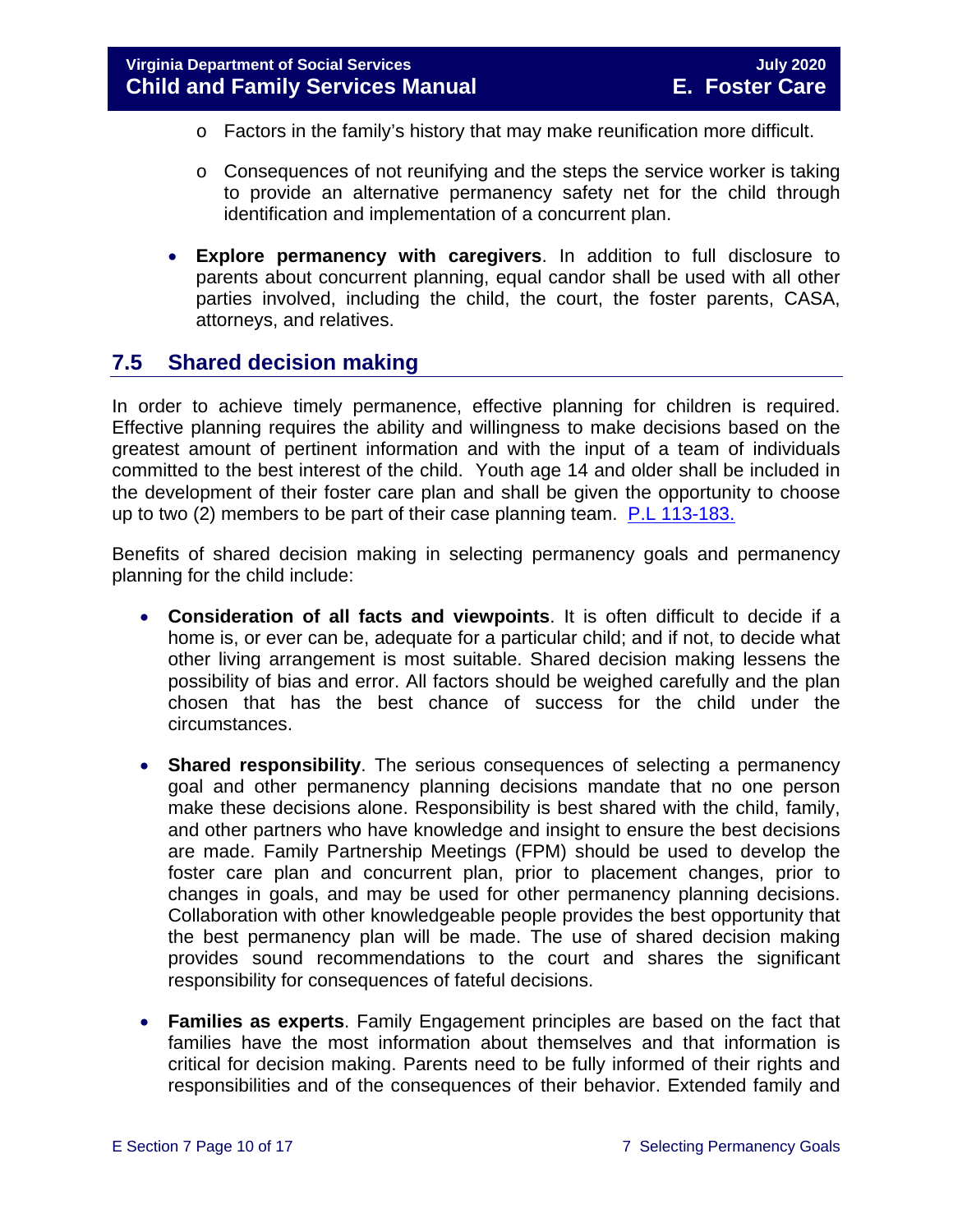- Factors in the family's history that may make reunification more difficult.
  - Consequences of not reunifying and the steps the service worker is taking to provide an alternative permanency safety net for the child through identification and implementation of a concurrent plan.

- **Explore permanency with caregivers**. In addition to full disclosure to parents about concurrent planning, equal candor shall be used with all other parties involved, including the child, the court, the foster parents, CASA, attorneys, and relatives.

## 7.5 Shared decision making

In order to achieve timely permanence, effective planning for children is required. Effective planning requires the ability and willingness to make decisions based on the greatest amount of pertinent information and with the input of a team of individuals committed to the best interest of the child. Youth age 14 and older shall be included in the development of their foster care plan and shall be given the opportunity to choose up to two (2) members to be part of their case planning team. P.L 113-183.

Benefits of shared decision making in selecting permanency goals and permanency planning for the child include:

- **Consideration of all facts and viewpoints**. It is often difficult to decide if a home is, or ever can be, adequate for a particular child; and if not, to decide what other living arrangement is most suitable. Shared decision making lessens the possibility of bias and error. All factors should be weighed carefully and the plan chosen that has the best chance of success for the child under the circumstances.

- **Shared responsibility**. The serious consequences of selecting a permanency goal and other permanency planning decisions mandate that no one person make these decisions alone. Responsibility is best shared with the child, family, and other partners who have knowledge and insight to ensure the best decisions are made. Family Partnership Meetings (FPM) should be used to develop the foster care plan and concurrent plan, prior to placement changes, prior to changes in goals, and may be used for other permanency planning decisions. Collaboration with other knowledgeable people provides the best opportunity that the best permanency plan will be made. The use of shared decision making provides sound recommendations to the court and shares the significant responsibility for consequences of fateful decisions.

- **Families as experts**. Family Engagement principles are based on the fact that families have the most information about themselves and that information is critical for decision making. Parents need to be fully informed of their rights and responsibilities and of the consequences of their behavior. Extended family and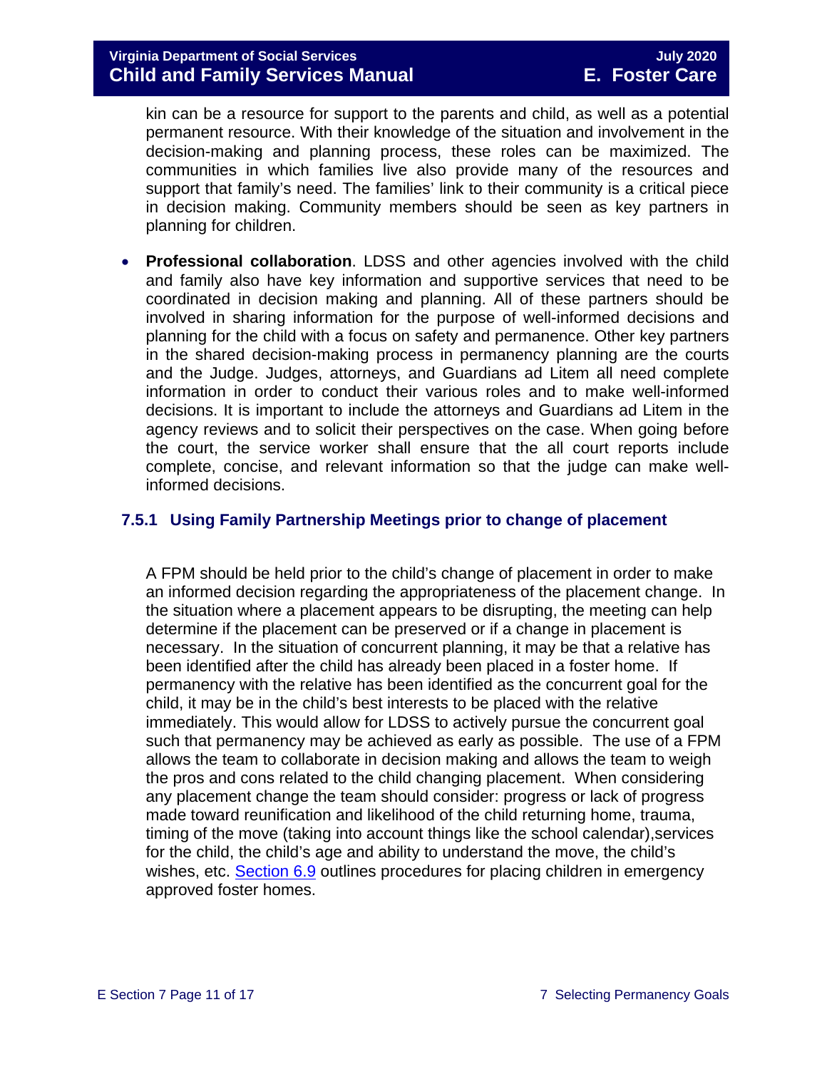kin can be a resource for support to the parents and child, as well as a potential permanent resource. With their knowledge of the situation and involvement in the decision-making and planning process, these roles can be maximized. The communities in which families live also provide many of the resources and support that family's need. The families' link to their community is a critical piece in decision making. Community members should be seen as key partners in planning for children.

- **Professional collaboration**. LDSS and other agencies involved with the child and family also have key information and supportive services that need to be coordinated in decision making and planning. All of these partners should be involved in sharing information for the purpose of well-informed decisions and planning for the child with a focus on safety and permanence. Other key partners in the shared decision-making process in permanency planning are the courts and the Judge. Judges, attorneys, and Guardians ad Litem all need complete information in order to conduct their various roles and to make well-informed decisions. It is important to include the attorneys and Guardians ad Litem in the agency reviews and to solicit their perspectives on the case. When going before the court, the service worker shall ensure that the all court reports include complete, concise, and relevant information so that the judge can make well-informed decisions.

### 7.5.1 Using Family Partnership Meetings prior to change of placement

A FPM should be held prior to the child's change of placement in order to make an informed decision regarding the appropriateness of the placement change. In the situation where a placement appears to be disrupting, the meeting can help determine if the placement can be preserved or if a change in placement is necessary. In the situation of concurrent planning, it may be that a relative has been identified after the child has already been placed in a foster home. If permanency with the relative has been identified as the concurrent goal for the child, it may be in the child's best interests to be placed with the relative immediately. This would allow for LDSS to actively pursue the concurrent goal such that permanency may be achieved as early as possible. The use of a FPM allows the team to collaborate in decision making and allows the team to weigh the pros and cons related to the child changing placement. When considering any placement change the team should consider: progress or lack of progress made toward reunification and likelihood of the child returning home, trauma, timing of the move (taking into account things like the school calendar),services for the child, the child's age and ability to understand the move, the child's wishes, etc. Section 6.9 outlines procedures for placing children in emergency approved foster homes.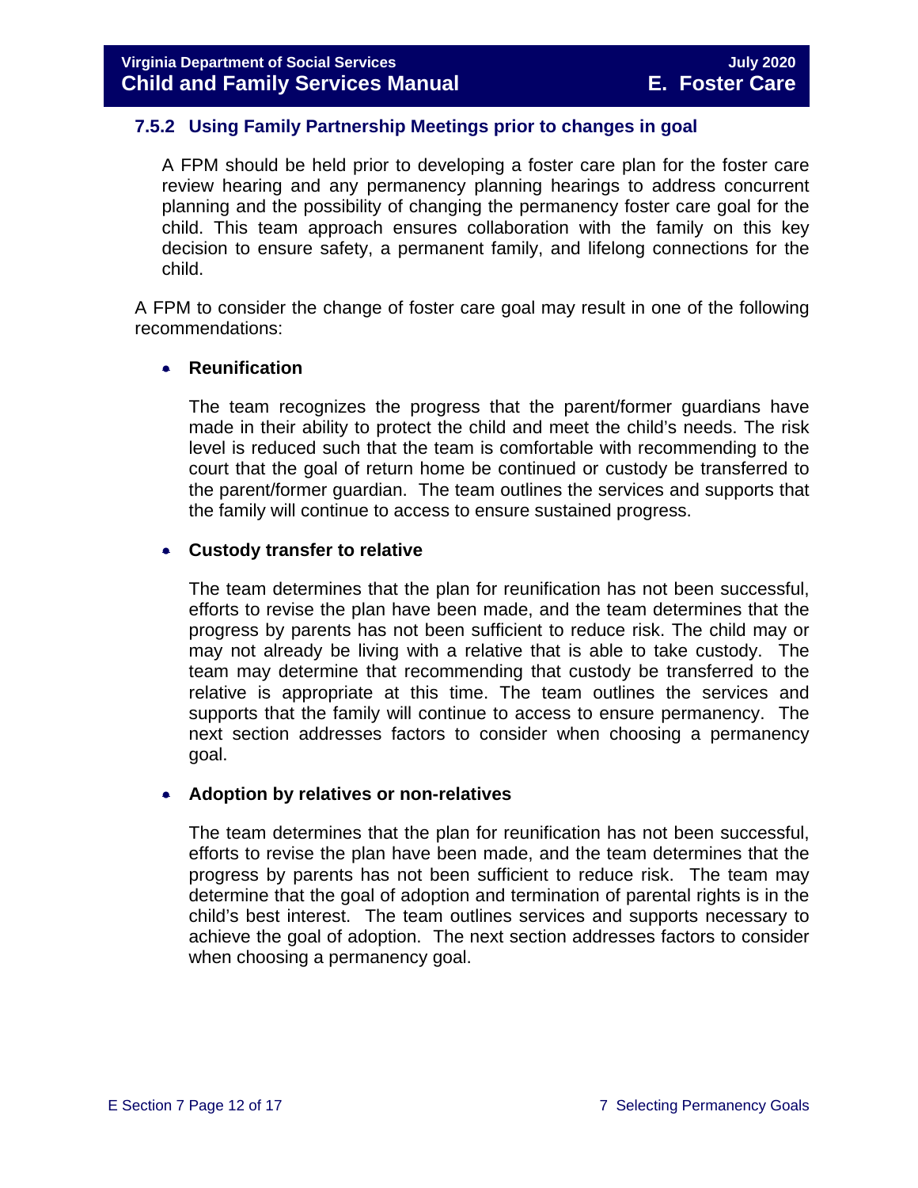### 7.5.2 Using Family Partnership Meetings prior to changes in goal

A FPM should be held prior to developing a foster care plan for the foster care review hearing and any permanency planning hearings to address concurrent planning and the possibility of changing the permanency foster care goal for the child. This team approach ensures collaboration with the family on this key decision to ensure safety, a permanent family, and lifelong connections for the child.

A FPM to consider the change of foster care goal may result in one of the following recommendations:

- **Reunification**

  The team recognizes the progress that the parent/former guardians have made in their ability to protect the child and meet the child's needs. The risk level is reduced such that the team is comfortable with recommending to the court that the goal of return home be continued or custody be transferred to the parent/former guardian. The team outlines the services and supports that the family will continue to access to ensure sustained progress.

- **Custody transfer to relative**

  The team determines that the plan for reunification has not been successful, efforts to revise the plan have been made, and the team determines that the progress by parents has not been sufficient to reduce risk. The child may or may not already be living with a relative that is able to take custody. The team may determine that recommending that custody be transferred to the relative is appropriate at this time. The team outlines the services and supports that the family will continue to access to ensure permanency. The next section addresses factors to consider when choosing a permanency goal.

- **Adoption by relatives or non-relatives**

  The team determines that the plan for reunification has not been successful, efforts to revise the plan have been made, and the team determines that the progress by parents has not been sufficient to reduce risk. The team may determine that the goal of adoption and termination of parental rights is in the child's best interest. The team outlines services and supports necessary to achieve the goal of adoption. The next section addresses factors to consider when choosing a permanency goal.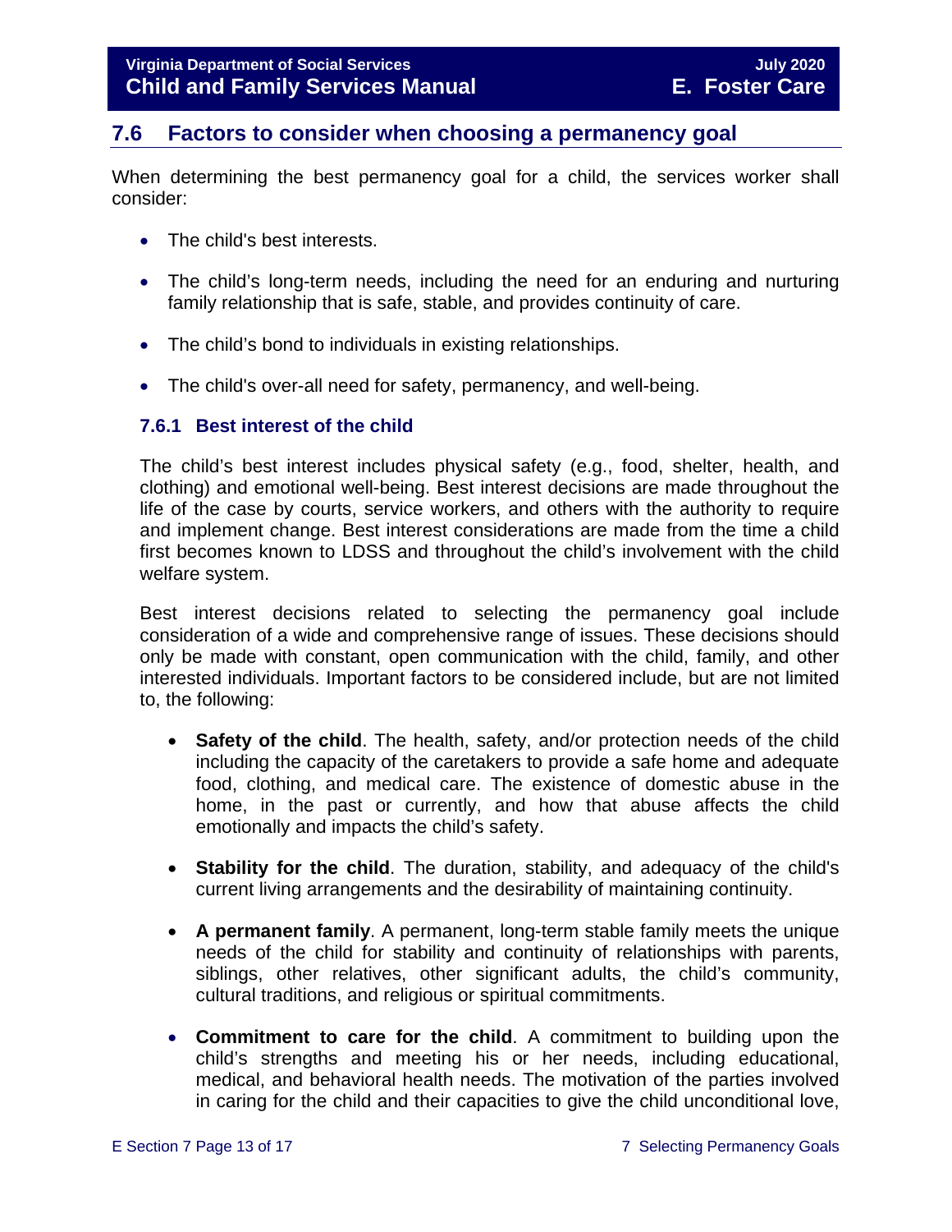## 7.6 Factors to consider when choosing a permanency goal

When determining the best permanency goal for a child, the services worker shall consider:

- The child's best interests.
- The child's long-term needs, including the need for an enduring and nurturing family relationship that is safe, stable, and provides continuity of care.
- The child's bond to individuals in existing relationships.
- The child's over-all need for safety, permanency, and well-being.

### 7.6.1 Best interest of the child

The child's best interest includes physical safety (e.g., food, shelter, health, and clothing) and emotional well-being. Best interest decisions are made throughout the life of the case by courts, service workers, and others with the authority to require and implement change. Best interest considerations are made from the time a child first becomes known to LDSS and throughout the child's involvement with the child welfare system.

Best interest decisions related to selecting the permanency goal include consideration of a wide and comprehensive range of issues. These decisions should only be made with constant, open communication with the child, family, and other interested individuals. Important factors to be considered include, but are not limited to, the following:

- **Safety of the child**. The health, safety, and/or protection needs of the child including the capacity of the caretakers to provide a safe home and adequate food, clothing, and medical care. The existence of domestic abuse in the home, in the past or currently, and how that abuse affects the child emotionally and impacts the child's safety.
- **Stability for the child**. The duration, stability, and adequacy of the child's current living arrangements and the desirability of maintaining continuity.
- **A permanent family**. A permanent, long-term stable family meets the unique needs of the child for stability and continuity of relationships with parents, siblings, other relatives, other significant adults, the child's community, cultural traditions, and religious or spiritual commitments.
- **Commitment to care for the child**. A commitment to building upon the child's strengths and meeting his or her needs, including educational, medical, and behavioral health needs. The motivation of the parties involved in caring for the child and their capacities to give the child unconditional love,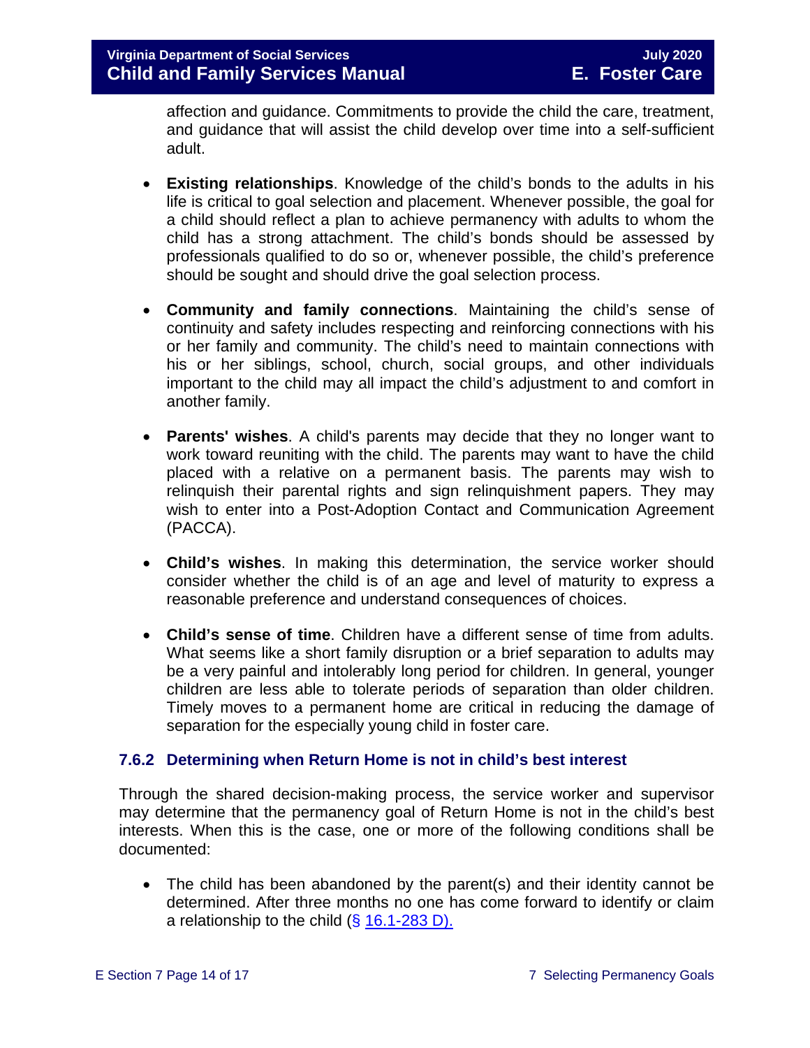affection and guidance. Commitments to provide the child the care, treatment, and guidance that will assist the child develop over time into a self-sufficient adult.

- **Existing relationships**. Knowledge of the child's bonds to the adults in his life is critical to goal selection and placement. Whenever possible, the goal for a child should reflect a plan to achieve permanency with adults to whom the child has a strong attachment. The child's bonds should be assessed by professionals qualified to do so or, whenever possible, the child's preference should be sought and should drive the goal selection process.

- **Community and family connections**. Maintaining the child's sense of continuity and safety includes respecting and reinforcing connections with his or her family and community. The child's need to maintain connections with his or her siblings, school, church, social groups, and other individuals important to the child may all impact the child's adjustment to and comfort in another family.

- **Parents' wishes**. A child's parents may decide that they no longer want to work toward reuniting with the child. The parents may want to have the child placed with a relative on a permanent basis. The parents may wish to relinquish their parental rights and sign relinquishment papers. They may wish to enter into a Post-Adoption Contact and Communication Agreement (PACCA).

- **Child's wishes**. In making this determination, the service worker should consider whether the child is of an age and level of maturity to express a reasonable preference and understand consequences of choices.

- **Child's sense of time**. Children have a different sense of time from adults. What seems like a short family disruption or a brief separation to adults may be a very painful and intolerably long period for children. In general, younger children are less able to tolerate periods of separation than older children. Timely moves to a permanent home are critical in reducing the damage of separation for the especially young child in foster care.

### 7.6.2 Determining when Return Home is not in child's best interest

Through the shared decision-making process, the service worker and supervisor may determine that the permanency goal of Return Home is not in the child's best interests. When this is the case, one or more of the following conditions shall be documented:

- The child has been abandoned by the parent(s) and their identity cannot be determined. After three months no one has come forward to identify or claim a relationship to the child (§ 16.1-283 D).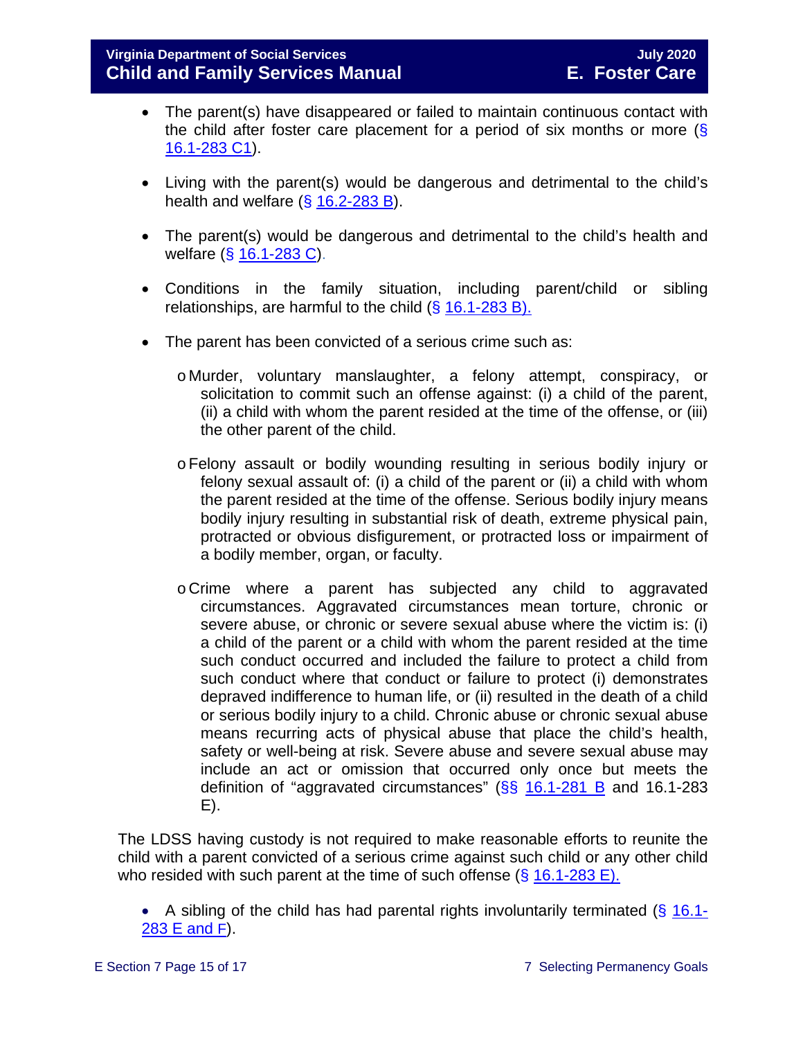- The parent(s) have disappeared or failed to maintain continuous contact with the child after foster care placement for a period of six months or more (§ 16.1-283 C1).

- Living with the parent(s) would be dangerous and detrimental to the child's health and welfare (§ 16.2-283 B).

- The parent(s) would be dangerous and detrimental to the child's health and welfare (§ 16.1-283 C).

- Conditions in the family situation, including parent/child or sibling relationships, are harmful to the child (§ 16.1-283 B).

- The parent has been convicted of a serious crime such as:

  - Murder, voluntary manslaughter, a felony attempt, conspiracy, or solicitation to commit such an offense against: (i) a child of the parent, (ii) a child with whom the parent resided at the time of the offense, or (iii) the other parent of the child.

  - Felony assault or bodily wounding resulting in serious bodily injury or felony sexual assault of: (i) a child of the parent or (ii) a child with whom the parent resided at the time of the offense. Serious bodily injury means bodily injury resulting in substantial risk of death, extreme physical pain, protracted or obvious disfigurement, or protracted loss or impairment of a bodily member, organ, or faculty.

  - Crime where a parent has subjected any child to aggravated circumstances. Aggravated circumstances mean torture, chronic or severe abuse, or chronic or severe sexual abuse where the victim is: (i) a child of the parent or a child with whom the parent resided at the time such conduct occurred and included the failure to protect a child from such conduct where that conduct or failure to protect (i) demonstrates depraved indifference to human life, or (ii) resulted in the death of a child or serious bodily injury to a child. Chronic abuse or chronic sexual abuse means recurring acts of physical abuse that place the child's health, safety or well-being at risk. Severe abuse and severe sexual abuse may include an act or omission that occurred only once but meets the definition of "aggravated circumstances" (§§ 16.1-281 B and 16.1-283 E).

The LDSS having custody is not required to make reasonable efforts to reunite the child with a parent convicted of a serious crime against such child or any other child who resided with such parent at the time of such offense (§ 16.1-283 E).

- A sibling of the child has had parental rights involuntarily terminated (§ 16.1-283 E and F).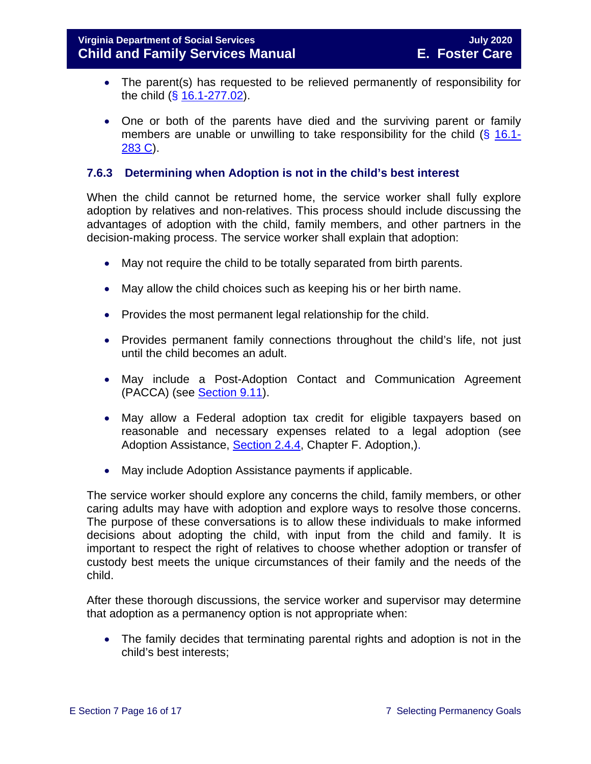- The parent(s) has requested to be relieved permanently of responsibility for the child (§ 16.1-277.02).

- One or both of the parents have died and the surviving parent or family members are unable or unwilling to take responsibility for the child (§ 16.1-283 C).

### 7.6.3 Determining when Adoption is not in the child's best interest

When the child cannot be returned home, the service worker shall fully explore adoption by relatives and non-relatives. This process should include discussing the advantages of adoption with the child, family members, and other partners in the decision-making process. The service worker shall explain that adoption:

- May not require the child to be totally separated from birth parents.

- May allow the child choices such as keeping his or her birth name.

- Provides the most permanent legal relationship for the child.

- Provides permanent family connections throughout the child's life, not just until the child becomes an adult.

- May include a Post-Adoption Contact and Communication Agreement (PACCA) (see Section 9.11).

- May allow a Federal adoption tax credit for eligible taxpayers based on reasonable and necessary expenses related to a legal adoption (see Adoption Assistance, Section 2.4.4, Chapter F. Adoption,).

- May include Adoption Assistance payments if applicable.

The service worker should explore any concerns the child, family members, or other caring adults may have with adoption and explore ways to resolve those concerns. The purpose of these conversations is to allow these individuals to make informed decisions about adopting the child, with input from the child and family. It is important to respect the right of relatives to choose whether adoption or transfer of custody best meets the unique circumstances of their family and the needs of the child.

After these thorough discussions, the service worker and supervisor may determine that adoption as a permanency option is not appropriate when:

- The family decides that terminating parental rights and adoption is not in the child's best interests;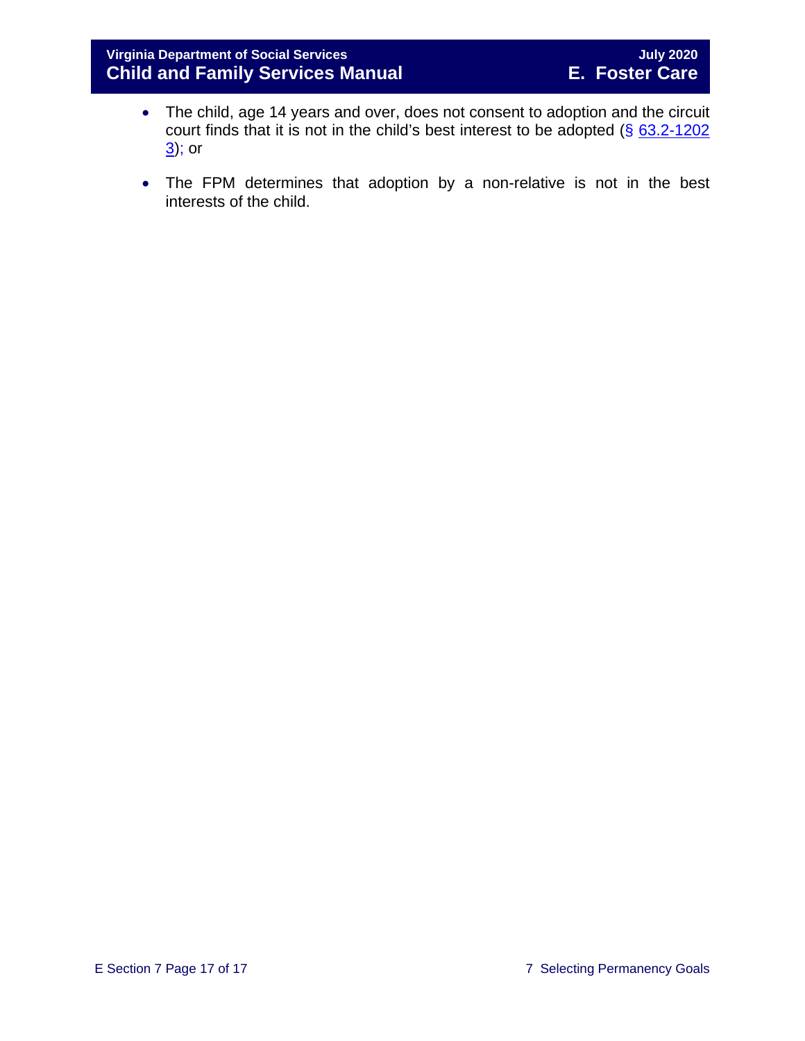- The child, age 14 years and over, does not consent to adoption and the circuit court finds that it is not in the child's best interest to be adopted (§ [63.2-1202 3](#)); or

- The FPM determines that adoption by a non-relative is not in the best interests of the child.